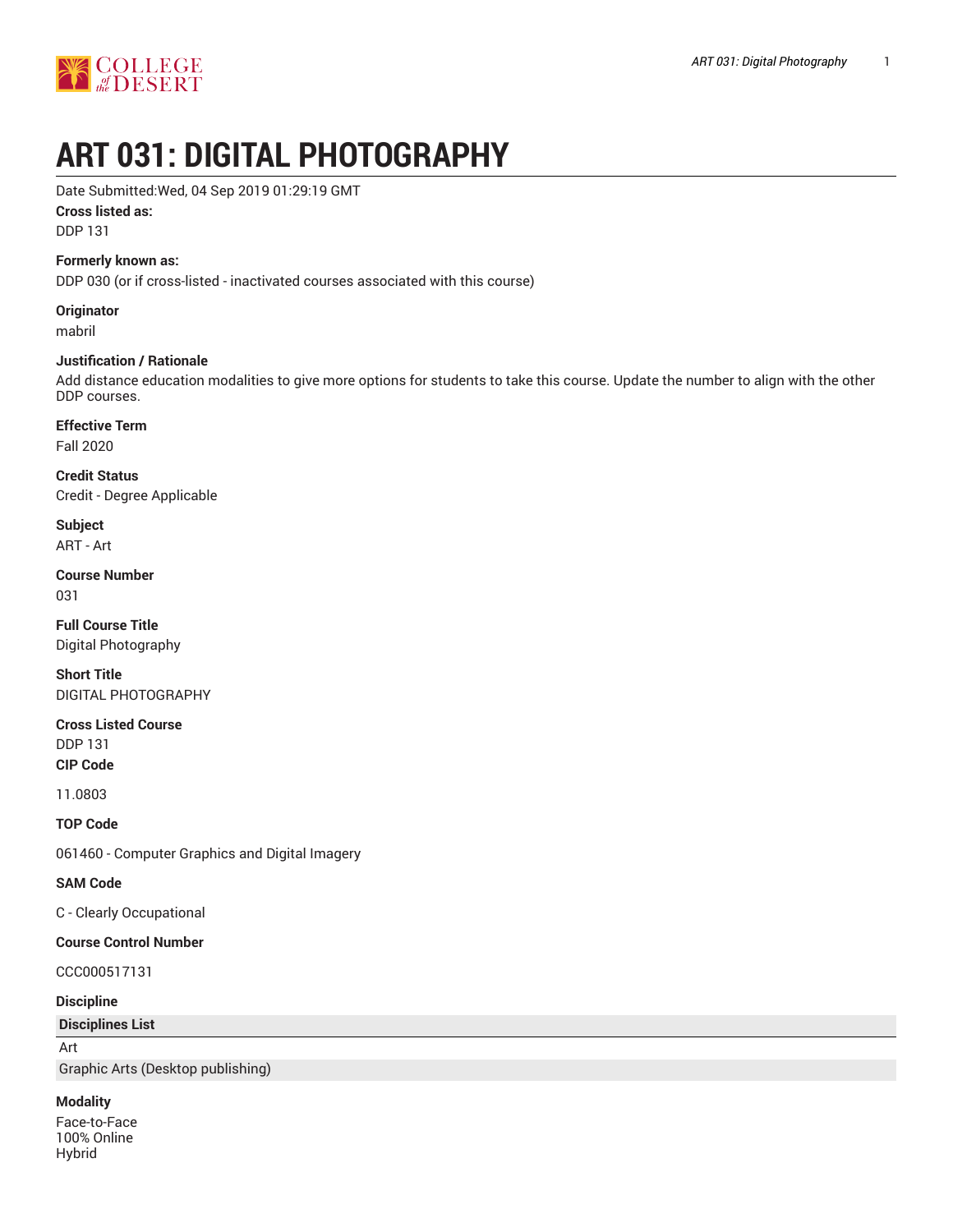# ART 031: DIGITAL PHOTOGRAPHY

Date Submitted:Wed, 04 Sep 2019 01:29:19 GMT

**Cross listed as:**

DDP 131

**Formerly known as:**

DDP 030 (or if cross-listed - inactivated courses associated with this course)

**Originator**

mabril

**Justification / Rationale**

Add distance education modalities to give more options for students to take this course. Update the number to align with the other DDP courses.

**Effective Term**

Fall 2020

**Credit Status**

Credit - Degree Applicable

**Subject**

ART - Art

**Course Number**

031

**Full Course Title**

Digital Photography

**Short Title**

DIGITAL PHOTOGRAPHY

**Cross Listed Course**

DDP 131

**CIP Code**

11.0803

**TOP Code**

061460 - Computer Graphics and Digital Imagery

**SAM Code**

C - Clearly Occupational

**Course Control Number**

CCC000517131

**Discipline**

| Disciplines List |
| --- |
| Art |
| Graphic Arts (Desktop publishing) |

**Modality**

Face-to-Face
100% Online
Hybrid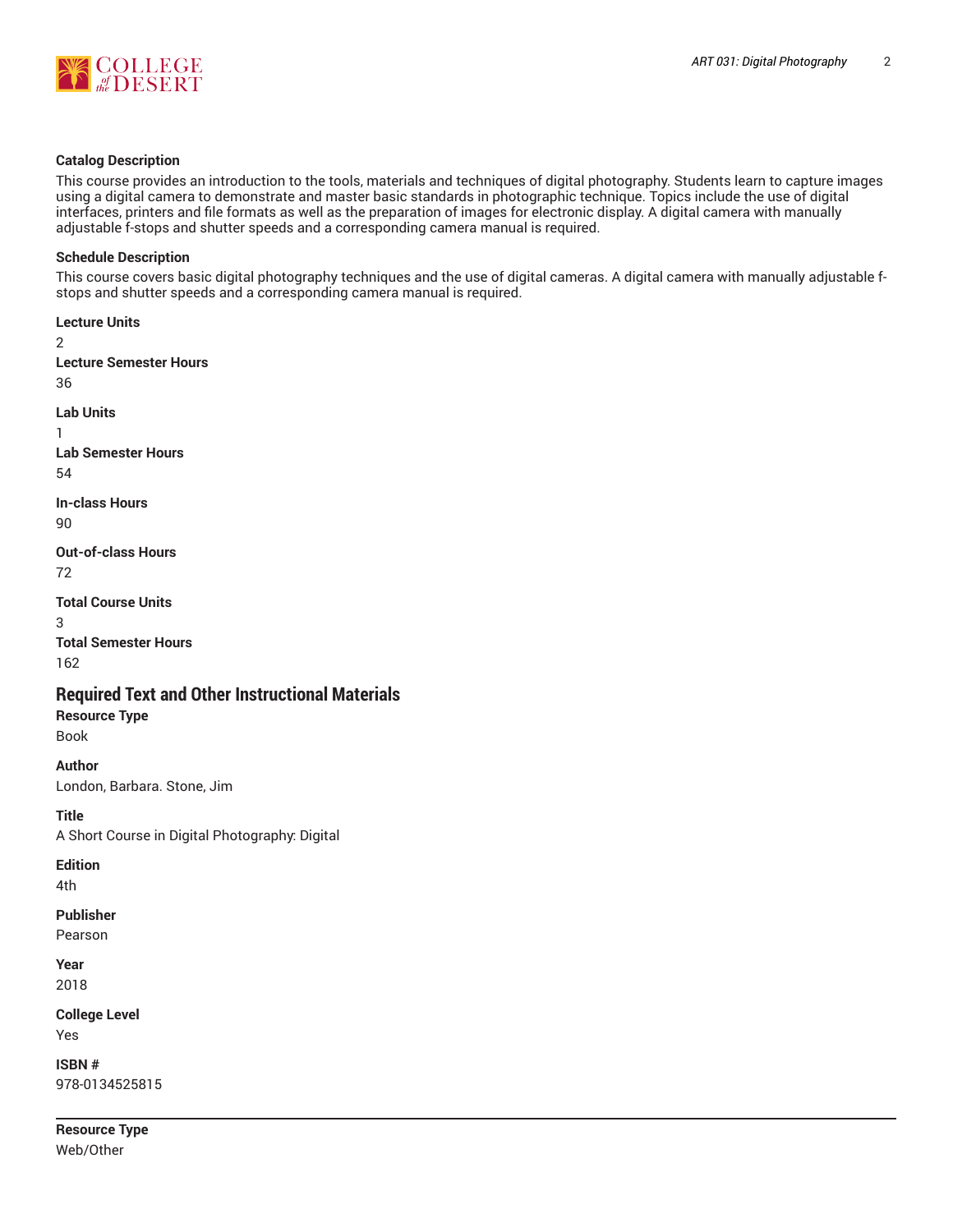**Catalog Description**

This course provides an introduction to the tools, materials and techniques of digital photography. Students learn to capture images using a digital camera to demonstrate and master basic standards in photographic technique. Topics include the use of digital interfaces, printers and file formats as well as the preparation of images for electronic display. A digital camera with manually adjustable f-stops and shutter speeds and a corresponding camera manual is required.

**Schedule Description**

This course covers basic digital photography techniques and the use of digital cameras. A digital camera with manually adjustable f-stops and shutter speeds and a corresponding camera manual is required.

**Lecture Units**

2

**Lecture Semester Hours**

36

**Lab Units**

1

**Lab Semester Hours**

54

**In-class Hours**

90

**Out-of-class Hours**

72

**Total Course Units**

3

**Total Semester Hours**

162

## Required Text and Other Instructional Materials

**Resource Type**

Book

**Author**

London, Barbara. Stone, Jim

**Title**

A Short Course in Digital Photography: Digital

**Edition**

4th

**Publisher**

Pearson

**Year**

2018

**College Level**

Yes

**ISBN #**

978-0134525815

---

**Resource Type**

Web/Other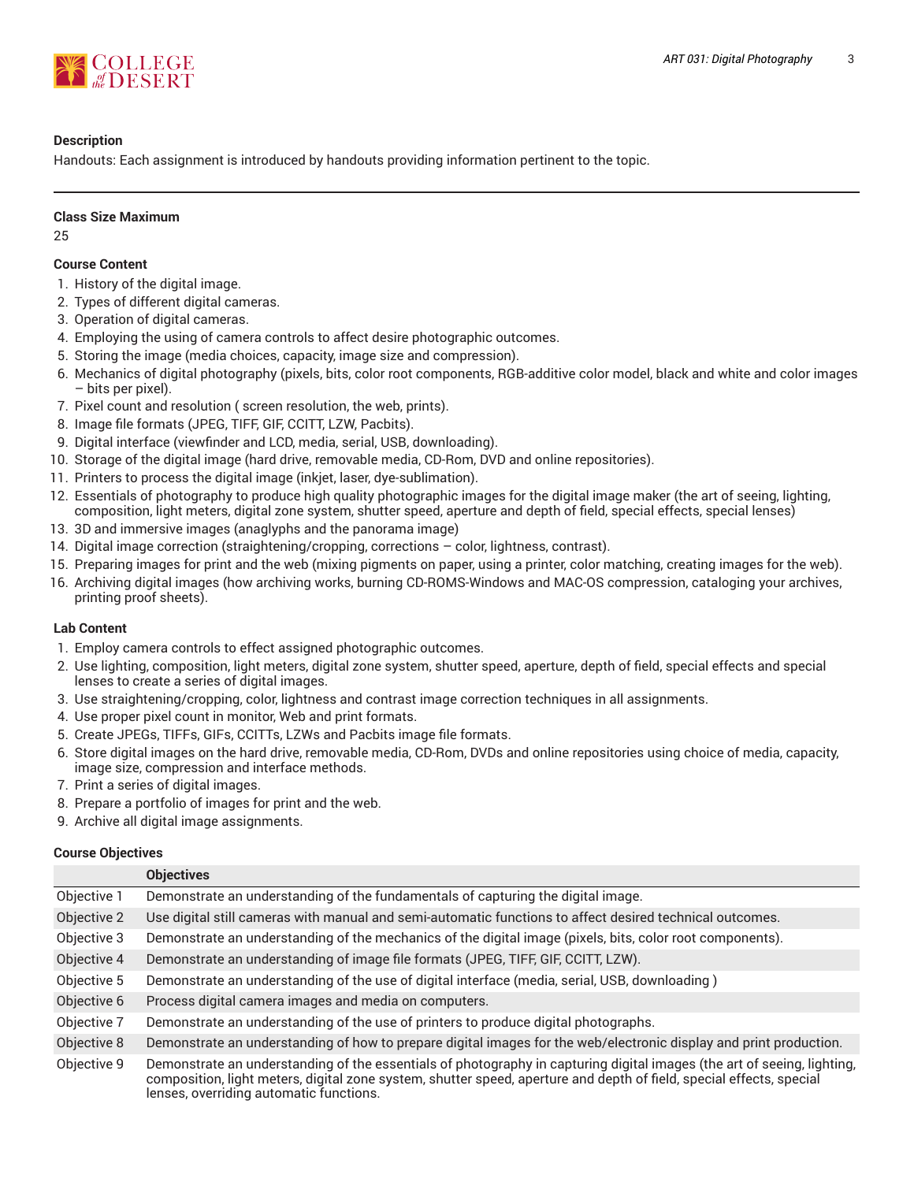**Description**

Handouts: Each assignment is introduced by handouts providing information pertinent to the topic.

---

**Class Size Maximum**

25

**Course Content**

1. History of the digital image.
2. Types of different digital cameras.
3. Operation of digital cameras.
4. Employing the using of camera controls to affect desire photographic outcomes.
5. Storing the image (media choices, capacity, image size and compression).
6. Mechanics of digital photography (pixels, bits, color root components, RGB-additive color model, black and white and color images – bits per pixel).
7. Pixel count and resolution ( screen resolution, the web, prints).
8. Image file formats (JPEG, TIFF, GIF, CCITT, LZW, Pacbits).
9. Digital interface (viewfinder and LCD, media, serial, USB, downloading).
10. Storage of the digital image (hard drive, removable media, CD-Rom, DVD and online repositories).
11. Printers to process the digital image (inkjet, laser, dye-sublimation).
12. Essentials of photography to produce high quality photographic images for the digital image maker (the art of seeing, lighting, composition, light meters, digital zone system, shutter speed, aperture and depth of field, special effects, special lenses)
13. 3D and immersive images (anaglyphs and the panorama image)
14. Digital image correction (straightening/cropping, corrections – color, lightness, contrast).
15. Preparing images for print and the web (mixing pigments on paper, using a printer, color matching, creating images for the web).
16. Archiving digital images (how archiving works, burning CD-ROMS-Windows and MAC-OS compression, cataloging your archives, printing proof sheets).

**Lab Content**

1. Employ camera controls to effect assigned photographic outcomes.
2. Use lighting, composition, light meters, digital zone system, shutter speed, aperture, depth of field, special effects and special lenses to create a series of digital images.
3. Use straightening/cropping, color, lightness and contrast image correction techniques in all assignments.
4. Use proper pixel count in monitor, Web and print formats.
5. Create JPEGs, TIFFs, GIFs, CCITTs, LZWs and Pacbits image file formats.
6. Store digital images on the hard drive, removable media, CD-Rom, DVDs and online repositories using choice of media, capacity, image size, compression and interface methods.
7. Print a series of digital images.
8. Prepare a portfolio of images for print and the web.
9. Archive all digital image assignments.

**Course Objectives**

| | Objectives |
|---|---|
| Objective 1 | Demonstrate an understanding of the fundamentals of capturing the digital image. |
| Objective 2 | Use digital still cameras with manual and semi-automatic functions to affect desired technical outcomes. |
| Objective 3 | Demonstrate an understanding of the mechanics of the digital image (pixels, bits, color root components). |
| Objective 4 | Demonstrate an understanding of image file formats (JPEG, TIFF, GIF, CCITT, LZW). |
| Objective 5 | Demonstrate an understanding of the use of digital interface (media, serial, USB, downloading ) |
| Objective 6 | Process digital camera images and media on computers. |
| Objective 7 | Demonstrate an understanding of the use of printers to produce digital photographs. |
| Objective 8 | Demonstrate an understanding of how to prepare digital images for the web/electronic display and print production. |
| Objective 9 | Demonstrate an understanding of the essentials of photography in capturing digital images (the art of seeing, lighting, composition, light meters, digital zone system, shutter speed, aperture and depth of field, special effects, special lenses, overriding automatic functions. |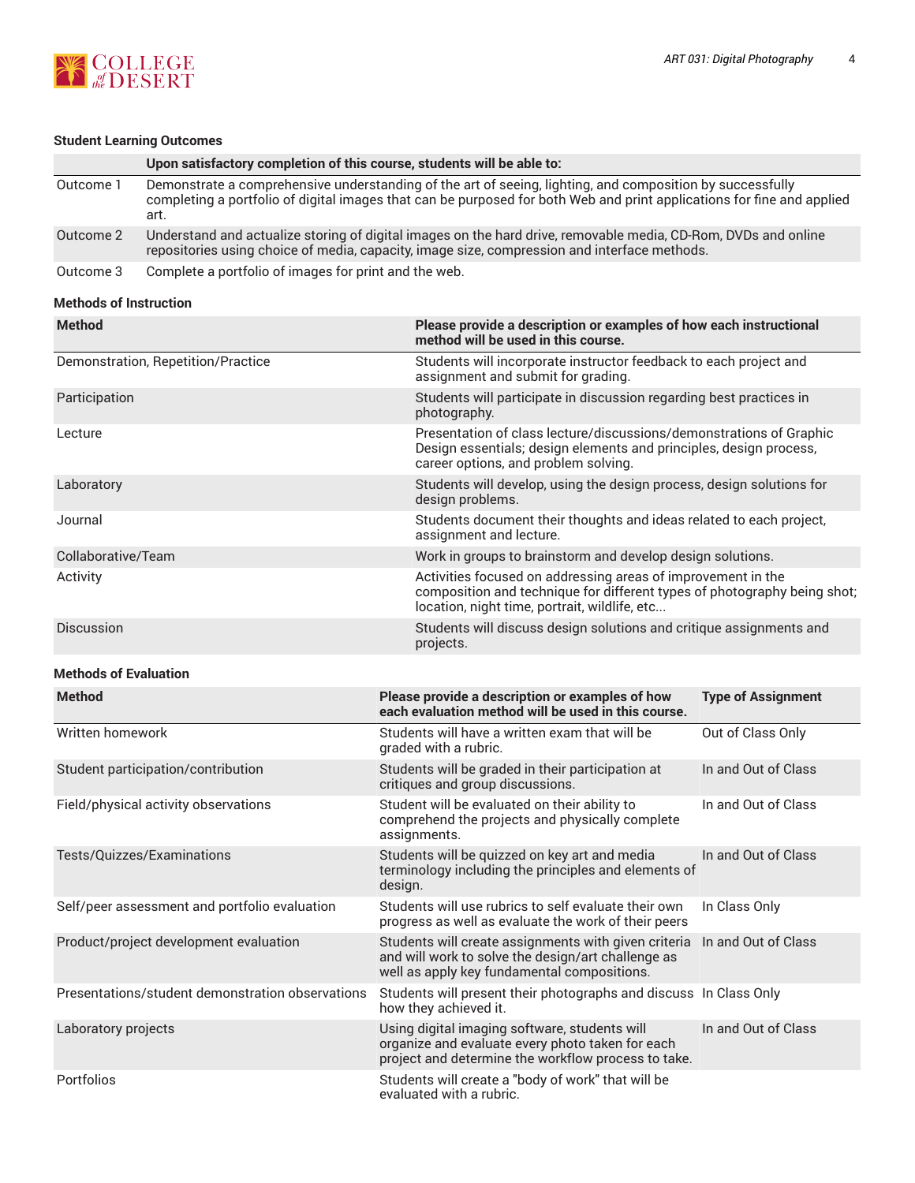### Student Learning Outcomes

| | Upon satisfactory completion of this course, students will be able to: |
|---|---|
| Outcome 1 | Demonstrate a comprehensive understanding of the art of seeing, lighting, and composition by successfully completing a portfolio of digital images that can be purposed for both Web and print applications for fine and applied art. |
| Outcome 2 | Understand and actualize storing of digital images on the hard drive, removable media, CD-Rom, DVDs and online repositories using choice of media, capacity, image size, compression and interface methods. |
| Outcome 3 | Complete a portfolio of images for print and the web. |

### Methods of Instruction

| Method | Please provide a description or examples of how each instructional method will be used in this course. |
|---|---|
| Demonstration, Repetition/Practice | Students will incorporate instructor feedback to each project and assignment and submit for grading. |
| Participation | Students will participate in discussion regarding best practices in photography. |
| Lecture | Presentation of class lecture/discussions/demonstrations of Graphic Design essentials; design elements and principles, design process, career options, and problem solving. |
| Laboratory | Students will develop, using the design process, design solutions for design problems. |
| Journal | Students document their thoughts and ideas related to each project, assignment and lecture. |
| Collaborative/Team | Work in groups to brainstorm and develop design solutions. |
| Activity | Activities focused on addressing areas of improvement in the composition and technique for different types of photography being shot; location, night time, portrait, wildlife, etc... |
| Discussion | Students will discuss design solutions and critique assignments and projects. |

### Methods of Evaluation

| Method | Please provide a description or examples of how each evaluation method will be used in this course. | Type of Assignment |
|---|---|---|
| Written homework | Students will have a written exam that will be graded with a rubric. | Out of Class Only |
| Student participation/contribution | Students will be graded in their participation at critiques and group discussions. | In and Out of Class |
| Field/physical activity observations | Student will be evaluated on their ability to comprehend the projects and physically complete assignments. | In and Out of Class |
| Tests/Quizzes/Examinations | Students will be quizzed on key art and media terminology including the principles and elements of design. | In and Out of Class |
| Self/peer assessment and portfolio evaluation | Students will use rubrics to self evaluate their own progress as well as evaluate the work of their peers | In Class Only |
| Product/project development evaluation | Students will create assignments with given criteria and will work to solve the design/art challenge as well as apply key fundamental compositions. | In and Out of Class |
| Presentations/student demonstration observations | Students will present their photographs and discuss how they achieved it. | In Class Only |
| Laboratory projects | Using digital imaging software, students will organize and evaluate every photo taken for each project and determine the workflow process to take. | In and Out of Class |
| Portfolios | Students will create a "body of work" that will be evaluated with a rubric. | |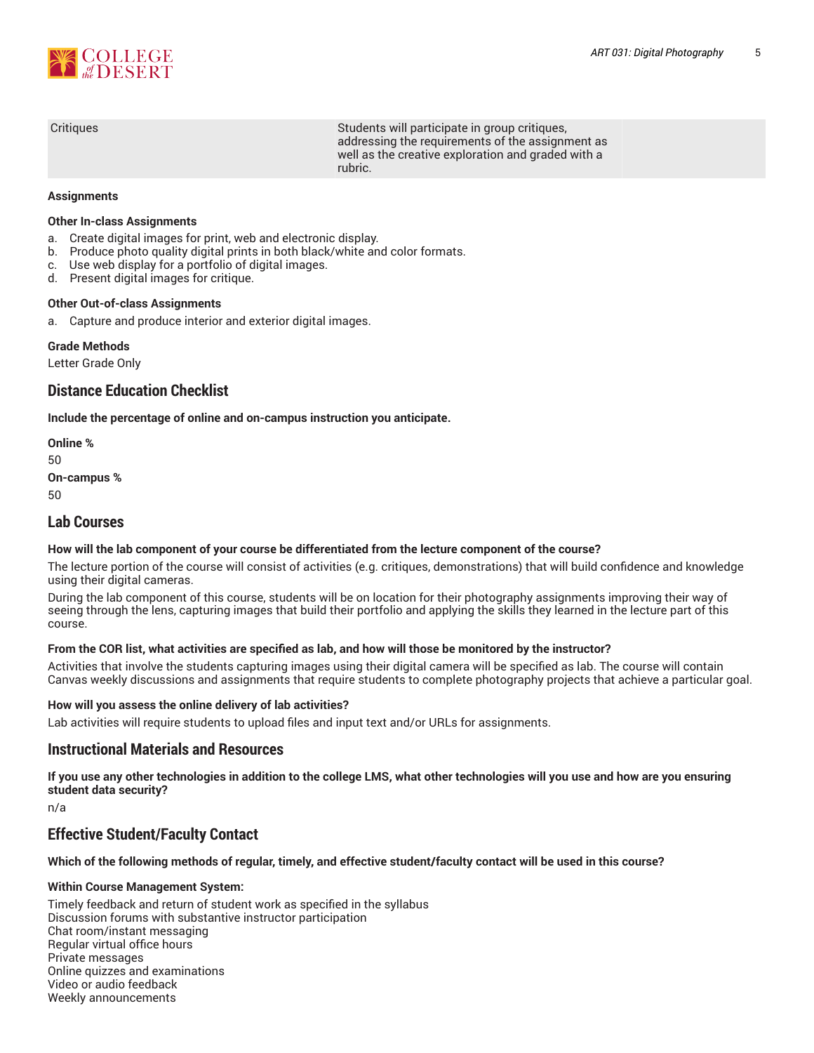| Critiques | Students will participate in group critiques, addressing the requirements of the assignment as well as the creative exploration and graded with a rubric. | |
|---|---|---|

**Assignments**

**Other In-class Assignments**

a. Create digital images for print, web and electronic display.
b. Produce photo quality digital prints in both black/white and color formats.
c. Use web display for a portfolio of digital images.
d. Present digital images for critique.

**Other Out-of-class Assignments**

a. Capture and produce interior and exterior digital images.

**Grade Methods**

Letter Grade Only

## Distance Education Checklist

**Include the percentage of online and on-campus instruction you anticipate.**

**Online %**

50

**On-campus %**

50

## Lab Courses

**How will the lab component of your course be differentiated from the lecture component of the course?**

The lecture portion of the course will consist of activities (e.g. critiques, demonstrations) that will build confidence and knowledge using their digital cameras.

During the lab component of this course, students will be on location for their photography assignments improving their way of seeing through the lens, capturing images that build their portfolio and applying the skills they learned in the lecture part of this course.

**From the COR list, what activities are specified as lab, and how will those be monitored by the instructor?**

Activities that involve the students capturing images using their digital camera will be specified as lab. The course will contain Canvas weekly discussions and assignments that require students to complete photography projects that achieve a particular goal.

**How will you assess the online delivery of lab activities?**

Lab activities will require students to upload files and input text and/or URLs for assignments.

## Instructional Materials and Resources

**If you use any other technologies in addition to the college LMS, what other technologies will you use and how are you ensuring student data security?**

n/a

## Effective Student/Faculty Contact

**Which of the following methods of regular, timely, and effective student/faculty contact will be used in this course?**

**Within Course Management System:**

Timely feedback and return of student work as specified in the syllabus
Discussion forums with substantive instructor participation
Chat room/instant messaging
Regular virtual office hours
Private messages
Online quizzes and examinations
Video or audio feedback
Weekly announcements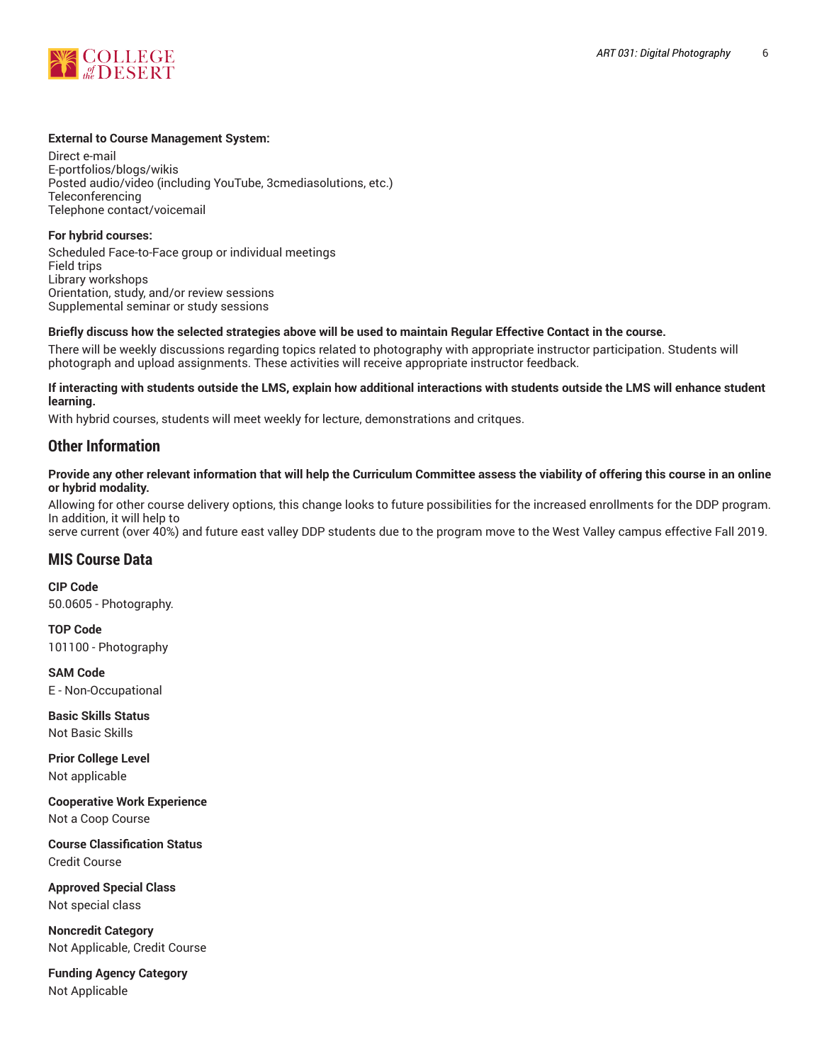**External to Course Management System:**

Direct e-mail
E-portfolios/blogs/wikis
Posted audio/video (including YouTube, 3cmediasolutions, etc.)
Teleconferencing
Telephone contact/voicemail

**For hybrid courses:**

Scheduled Face-to-Face group or individual meetings
Field trips
Library workshops
Orientation, study, and/or review sessions
Supplemental seminar or study sessions

**Briefly discuss how the selected strategies above will be used to maintain Regular Effective Contact in the course.**

There will be weekly discussions regarding topics related to photography with appropriate instructor participation. Students will photograph and upload assignments. These activities will receive appropriate instructor feedback.

**If interacting with students outside the LMS, explain how additional interactions with students outside the LMS will enhance student learning.**

With hybrid courses, students will meet weekly for lecture, demonstrations and critques.

## Other Information

**Provide any other relevant information that will help the Curriculum Committee assess the viability of offering this course in an online or hybrid modality.**

Allowing for other course delivery options, this change looks to future possibilities for the increased enrollments for the DDP program. In addition, it will help to
serve current (over 40%) and future east valley DDP students due to the program move to the West Valley campus effective Fall 2019.

## MIS Course Data

**CIP Code**

50.0605 - Photography.

**TOP Code**

101100 - Photography

**SAM Code**

E - Non-Occupational

**Basic Skills Status**

Not Basic Skills

**Prior College Level**

Not applicable

**Cooperative Work Experience**

Not a Coop Course

**Course Classification Status**

Credit Course

**Approved Special Class**

Not special class

**Noncredit Category**

Not Applicable, Credit Course

**Funding Agency Category**

Not Applicable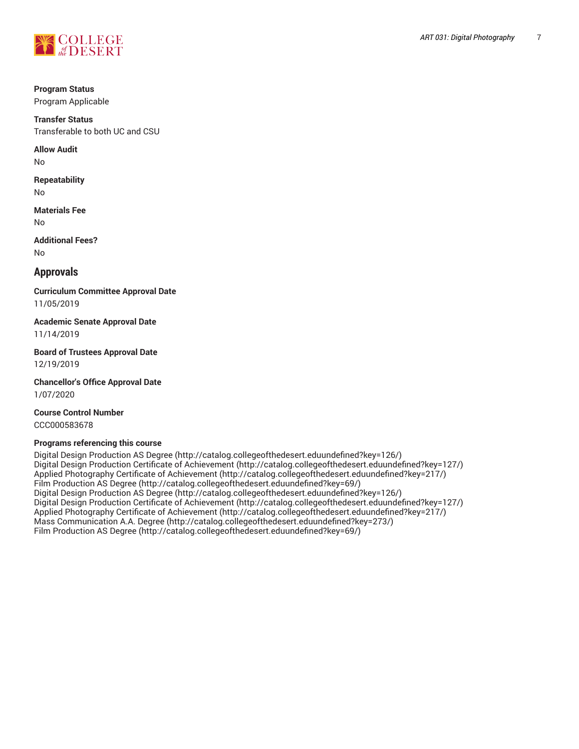**Program Status**
Program Applicable

**Transfer Status**
Transferable to both UC and CSU

**Allow Audit**
No

**Repeatability**
No

**Materials Fee**
No

**Additional Fees?**
No

## Approvals

**Curriculum Committee Approval Date**
11/05/2019

**Academic Senate Approval Date**
11/14/2019

**Board of Trustees Approval Date**
12/19/2019

**Chancellor's Office Approval Date**
1/07/2020

**Course Control Number**
CCC000583678

**Programs referencing this course**
Digital Design Production AS Degree (http://catalog.collegeofthedesert.eduundefined?key=126/)
Digital Design Production Certificate of Achievement (http://catalog.collegeofthedesert.eduundefined?key=127/)
Applied Photography Certificate of Achievement (http://catalog.collegeofthedesert.eduundefined?key=217/)
Film Production AS Degree (http://catalog.collegeofthedesert.eduundefined?key=69/)
Digital Design Production AS Degree (http://catalog.collegeofthedesert.eduundefined?key=126/)
Digital Design Production Certificate of Achievement (http://catalog.collegeofthedesert.eduundefined?key=127/)
Applied Photography Certificate of Achievement (http://catalog.collegeofthedesert.eduundefined?key=217/)
Mass Communication A.A. Degree (http://catalog.collegeofthedesert.eduundefined?key=273/)
Film Production AS Degree (http://catalog.collegeofthedesert.eduundefined?key=69/)